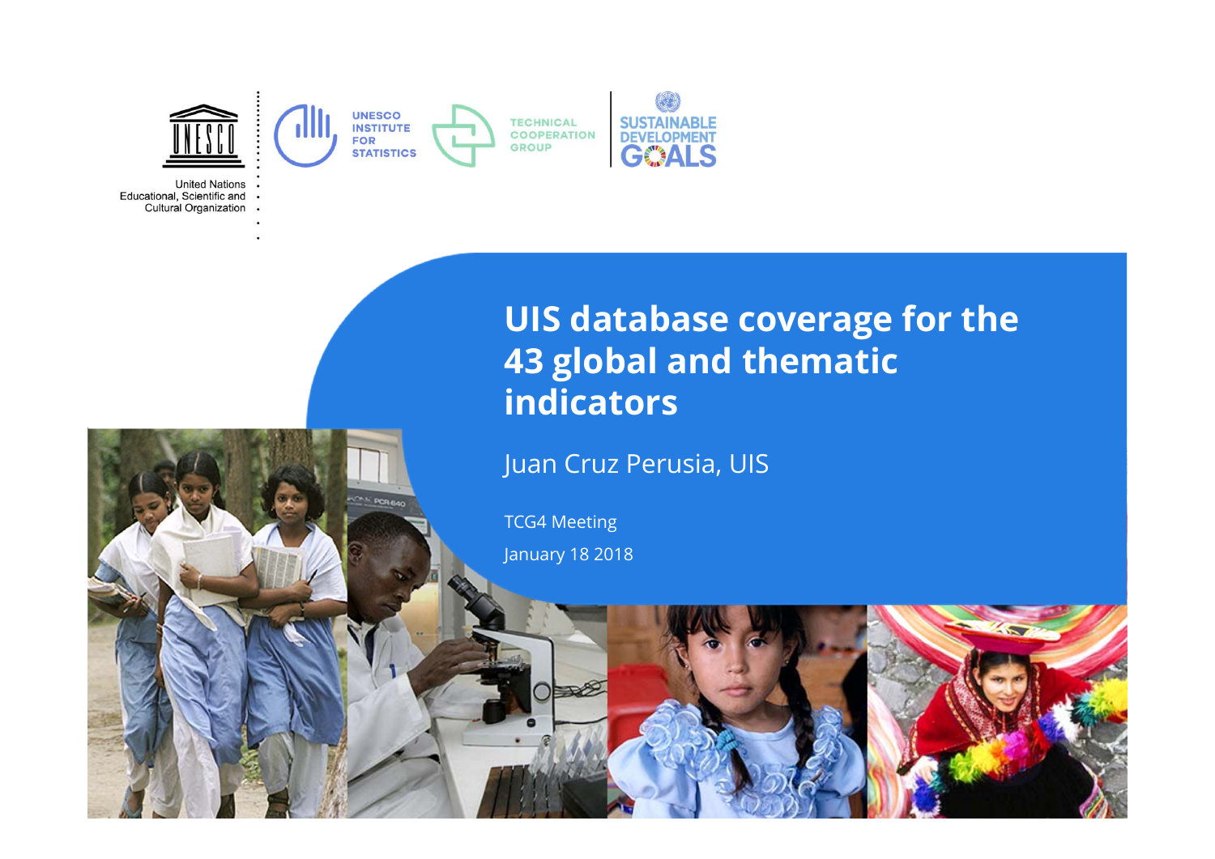United Nations Educational, Scientific and Cultural Organization

UNESCO INSTITUTE FOR STATISTICS

TECHNICAL COOPERATION GROUP

SUSTAINABLE DEVELOPMENT GOALS

# UIS database coverage for the 43 global and thematic indicators

Juan Cruz Perusia, UIS

TCG4 Meeting

January 18 2018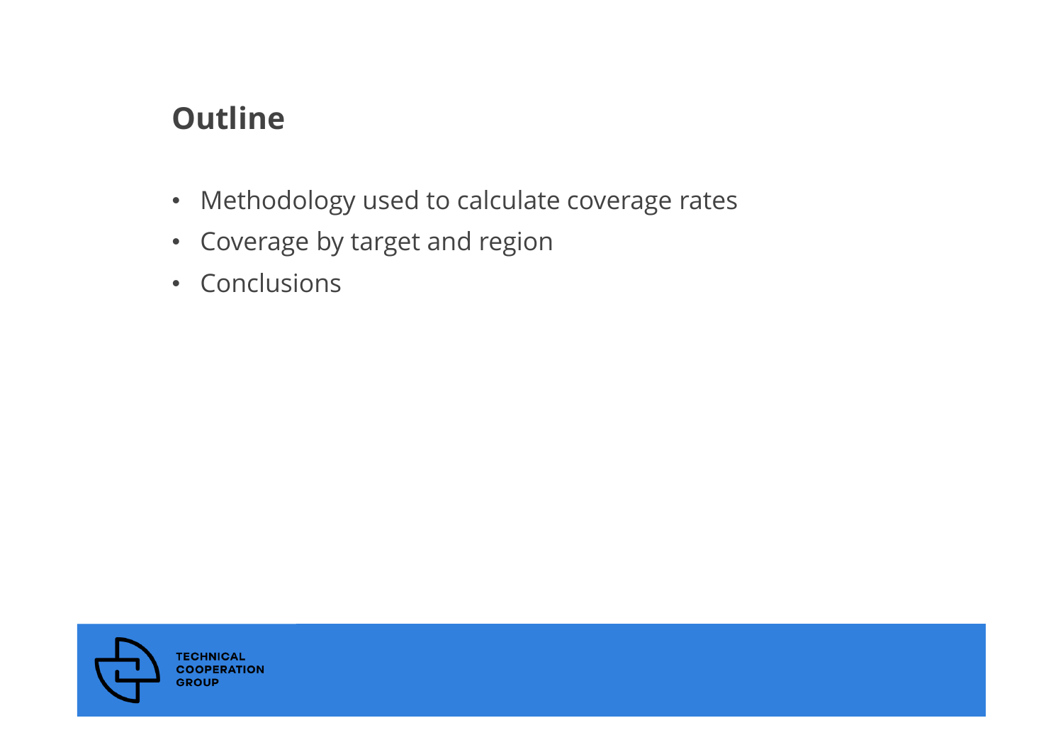# Outline

- Methodology used to calculate coverage rates
- Coverage by target and region
- Conclusions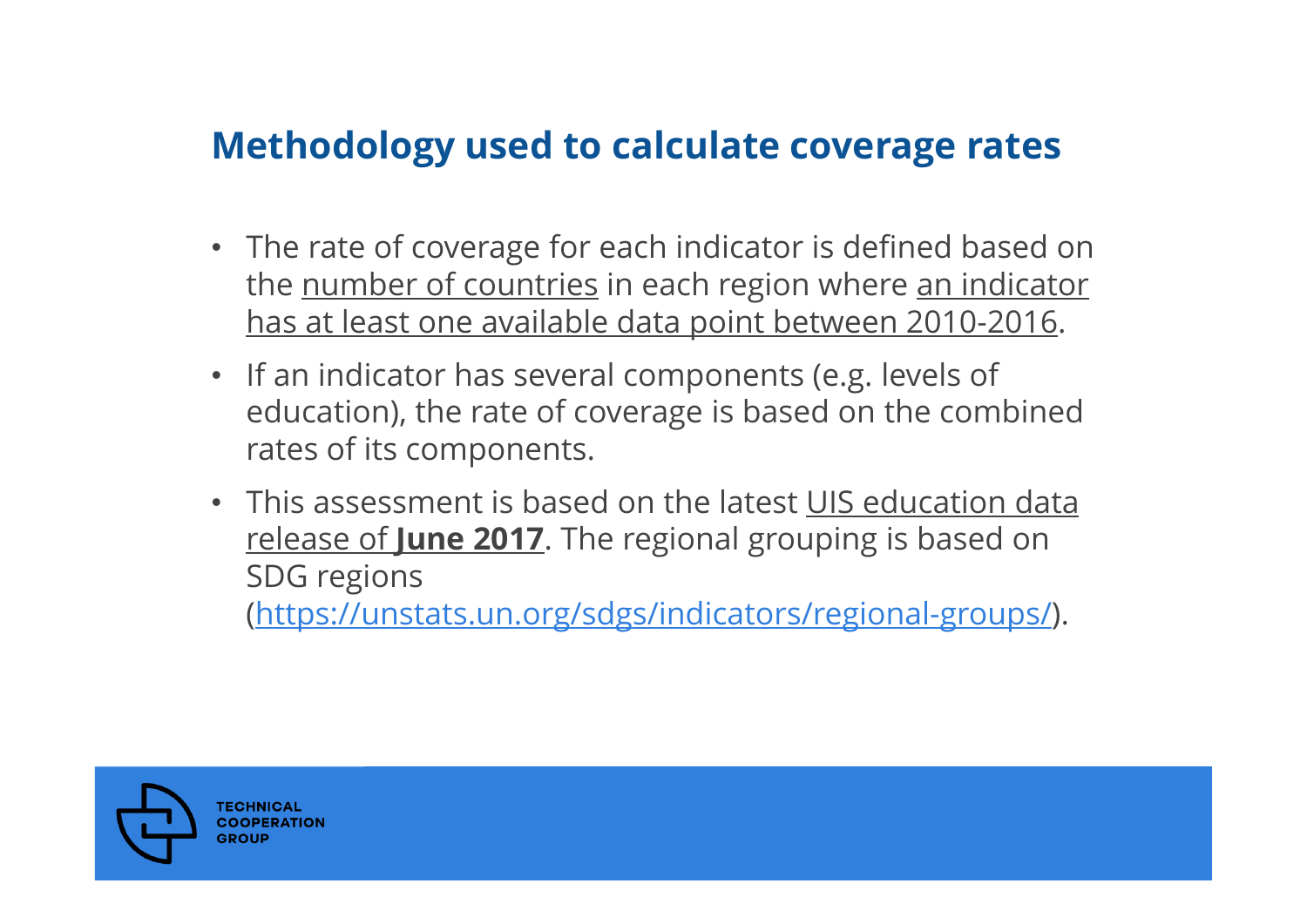# Methodology used to calculate coverage rates

- The rate of coverage for each indicator is defined based on the number of countries in each region where an indicator has at least one available data point between 2010-2016.
- If an indicator has several components (e.g. levels of education), the rate of coverage is based on the combined rates of its components.
- This assessment is based on the latest UIS education data release of **June 2017**. The regional grouping is based on SDG regions (https://unstats.un.org/sdgs/indicators/regional-groups/).

TECHNICAL COOPERATION GROUP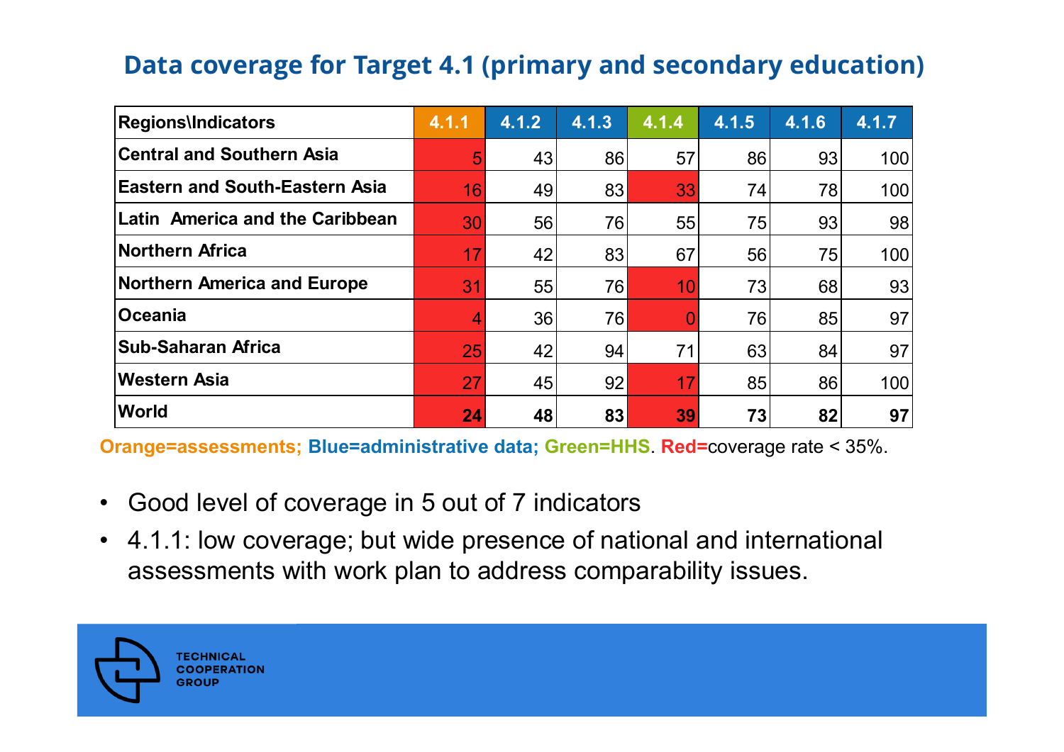## Data coverage for Target 4.1 (primary and secondary education)

| Regions\Indicators | 4.1.1 | 4.1.2 | 4.1.3 | 4.1.4 | 4.1.5 | 4.1.6 | 4.1.7 |
|---|---|---|---|---|---|---|---|
| Central and Southern Asia | 5 | 43 | 86 | 57 | 86 | 93 | 100 |
| Eastern and South-Eastern Asia | 16 | 49 | 83 | 33 | 74 | 78 | 100 |
| Latin America and the Caribbean | 30 | 56 | 76 | 55 | 75 | 93 | 98 |
| Northern Africa | 17 | 42 | 83 | 67 | 56 | 75 | 100 |
| Northern America and Europe | 31 | 55 | 76 | 10 | 73 | 68 | 93 |
| Oceania | 4 | 36 | 76 | 0 | 76 | 85 | 97 |
| Sub-Saharan Africa | 25 | 42 | 94 | 71 | 63 | 84 | 97 |
| Western Asia | 27 | 45 | 92 | 17 | 85 | 86 | 100 |
| **World** | **24** | **48** | **83** | **39** | **73** | **82** | **97** |

Orange=assessments; Blue=administrative data; Green=HHS. Red=coverage rate < 35%.

- Good level of coverage in 5 out of 7 indicators
- 4.1.1: low coverage; but wide presence of national and international assessments with work plan to address comparability issues.

TECHNICAL COOPERATION GROUP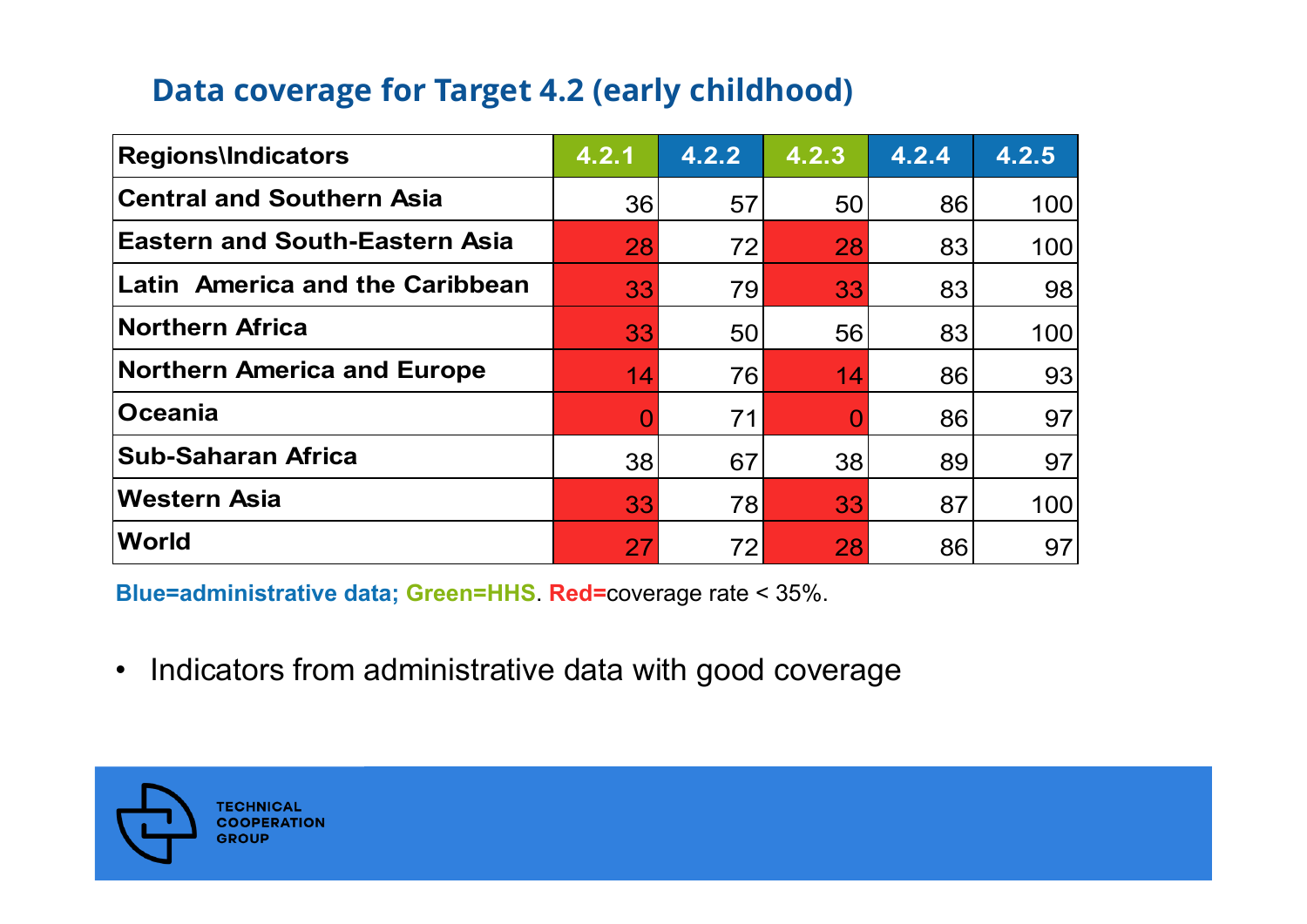## Data coverage for Target 4.2 (early childhood)

| Regions\Indicators | 4.2.1 | 4.2.2 | 4.2.3 | 4.2.4 | 4.2.5 |
|---|---|---|---|---|---|
| Central and Southern Asia | 36 | 57 | 50 | 86 | 100 |
| Eastern and South-Eastern Asia | 28 | 72 | 28 | 83 | 100 |
| Latin America and the Caribbean | 33 | 79 | 33 | 83 | 98 |
| Northern Africa | 33 | 50 | 56 | 83 | 100 |
| Northern America and Europe | 14 | 76 | 14 | 86 | 93 |
| Oceania | 0 | 71 | 0 | 86 | 97 |
| Sub-Saharan Africa | 38 | 67 | 38 | 89 | 97 |
| Western Asia | 33 | 78 | 33 | 87 | 100 |
| World | 27 | 72 | 28 | 86 | 97 |

**Blue=administrative data; Green=HHS**. **Red=**coverage rate < 35%.

- Indicators from administrative data with good coverage

TECHNICAL COOPERATION GROUP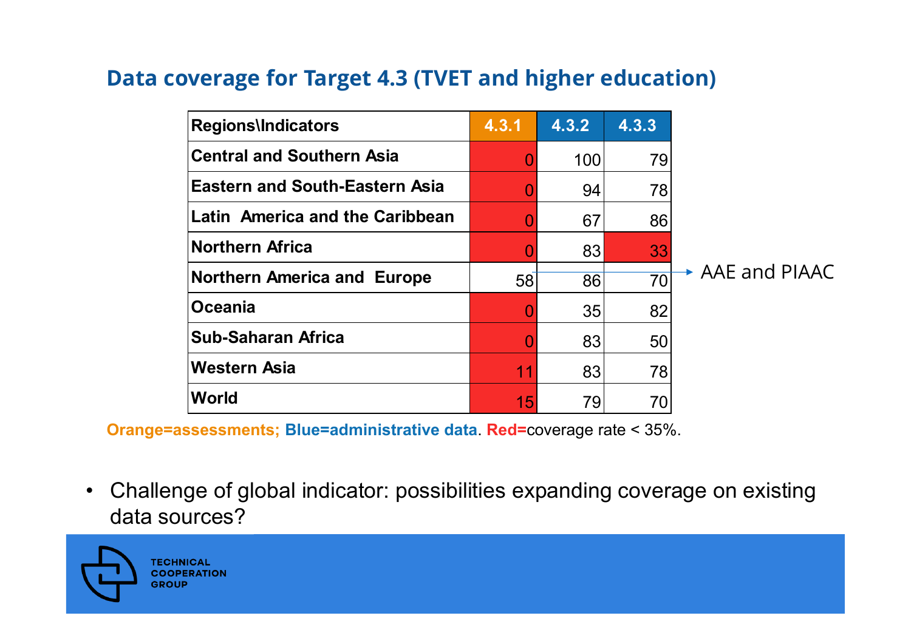## Data coverage for Target 4.3 (TVET and higher education)

| Regions\Indicators | 4.3.1 | 4.3.2 | 4.3.3 |
|---|---|---|---|
| Central and Southern Asia | 0 | 100 | 79 |
| Eastern and South-Eastern Asia | 0 | 94 | 78 |
| Latin America and the Caribbean | 0 | 67 | 86 |
| Northern Africa | 0 | 83 | 33 |
| Northern America and Europe | 58 | 86 | 70 |
| Oceania | 0 | 35 | 82 |
| Sub-Saharan Africa | 0 | 83 | 50 |
| Western Asia | 11 | 83 | 78 |
| World | 15 | 79 | 70 |

AAE and PIAAC

Orange=assessments; Blue=administrative data. Red=coverage rate < 35%.

- Challenge of global indicator: possibilities expanding coverage on existing data sources?

TECHNICAL COOPERATION GROUP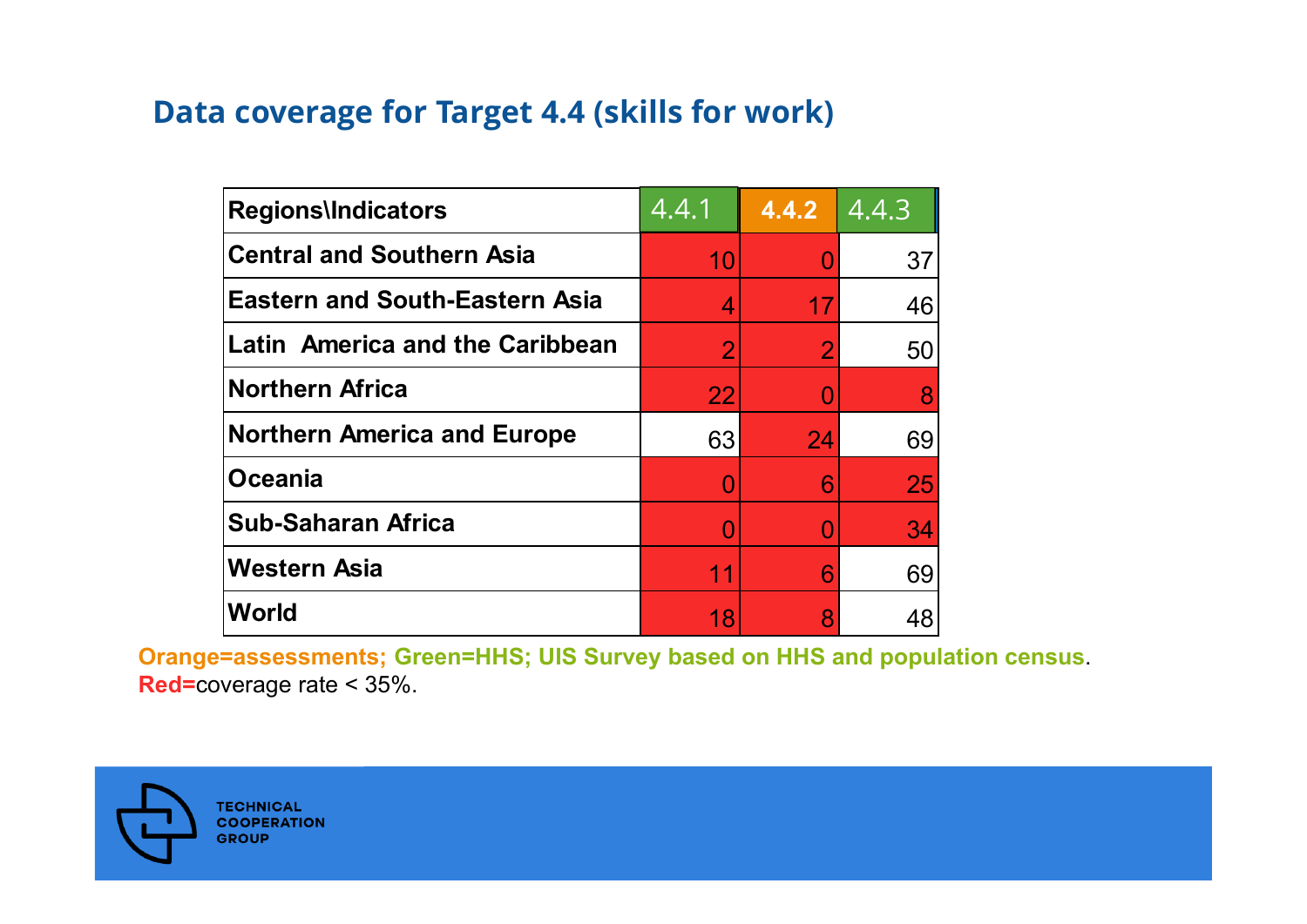## Data coverage for Target 4.4 (skills for work)

| Regions\Indicators | 4.4.1 | 4.4.2 | 4.4.3 |
|---|---|---|---|
| Central and Southern Asia | 10 | 0 | 37 |
| Eastern and South-Eastern Asia | 4 | 17 | 46 |
| Latin America and the Caribbean | 2 | 2 | 50 |
| Northern Africa | 22 | 0 | 8 |
| Northern America and Europe | 63 | 24 | 69 |
| Oceania | 0 | 6 | 25 |
| Sub-Saharan Africa | 0 | 0 | 34 |
| Western Asia | 11 | 6 | 69 |
| World | 18 | 8 | 48 |

**Orange=assessments; Green=HHS; UIS Survey based on HHS and population census**.
**Red=**coverage rate < 35%.

TECHNICAL COOPERATION GROUP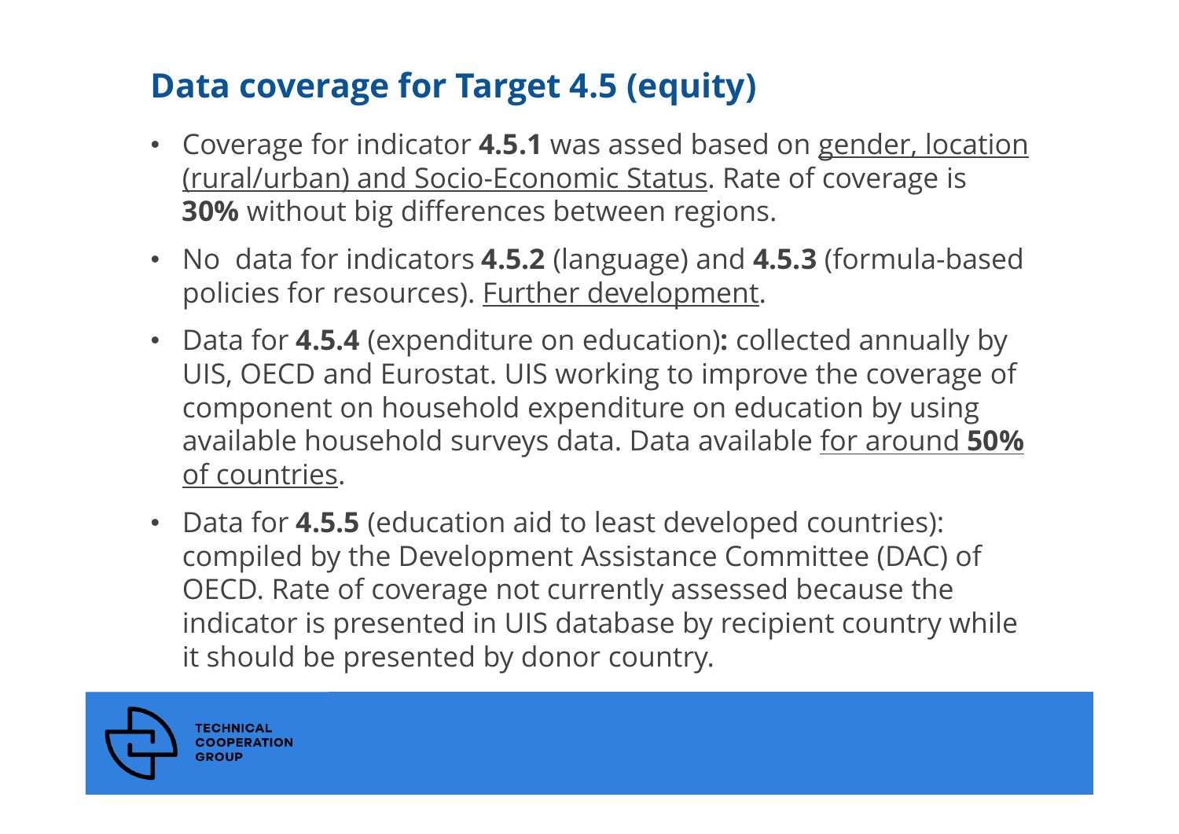## Data coverage for Target 4.5 (equity)

- Coverage for indicator **4.5.1** was assed based on gender, location (rural/urban) and Socio-Economic Status. Rate of coverage is **30%** without big differences between regions.
- No data for indicators **4.5.2** (language) and **4.5.3** (formula-based policies for resources). Further development.
- Data for **4.5.4** (expenditure on education)**:** collected annually by UIS, OECD and Eurostat. UIS working to improve the coverage of component on household expenditure on education by using available household surveys data. Data available for around **50%** of countries.
- Data for **4.5.5** (education aid to least developed countries): compiled by the Development Assistance Committee (DAC) of OECD. Rate of coverage not currently assessed because the indicator is presented in UIS database by recipient country while it should be presented by donor country.

TECHNICAL COOPERATION GROUP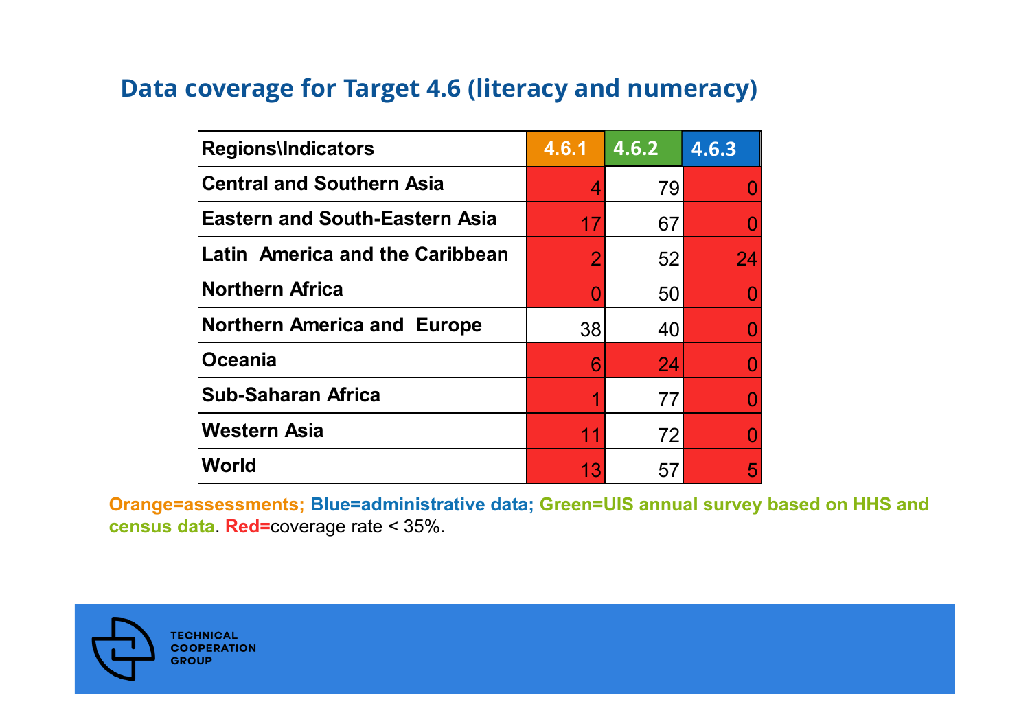## Data coverage for Target 4.6 (literacy and numeracy)

| Regions\Indicators | 4.6.1 | 4.6.2 | 4.6.3 |
|---|---|---|---|
| Central and Southern Asia | 4 | 79 | 0 |
| Eastern and South-Eastern Asia | 17 | 67 | 0 |
| Latin America and the Caribbean | 2 | 52 | 24 |
| Northern Africa | 0 | 50 | 0 |
| Northern America and Europe | 38 | 40 | 0 |
| Oceania | 6 | 24 | 0 |
| Sub-Saharan Africa | 1 | 77 | 0 |
| Western Asia | 11 | 72 | 0 |
| World | 13 | 57 | 5 |

**Orange=assessments; Blue=administrative data; Green=UIS annual survey based on HHS and census data**. **Red=**coverage rate < 35%.

TECHNICAL COOPERATION GROUP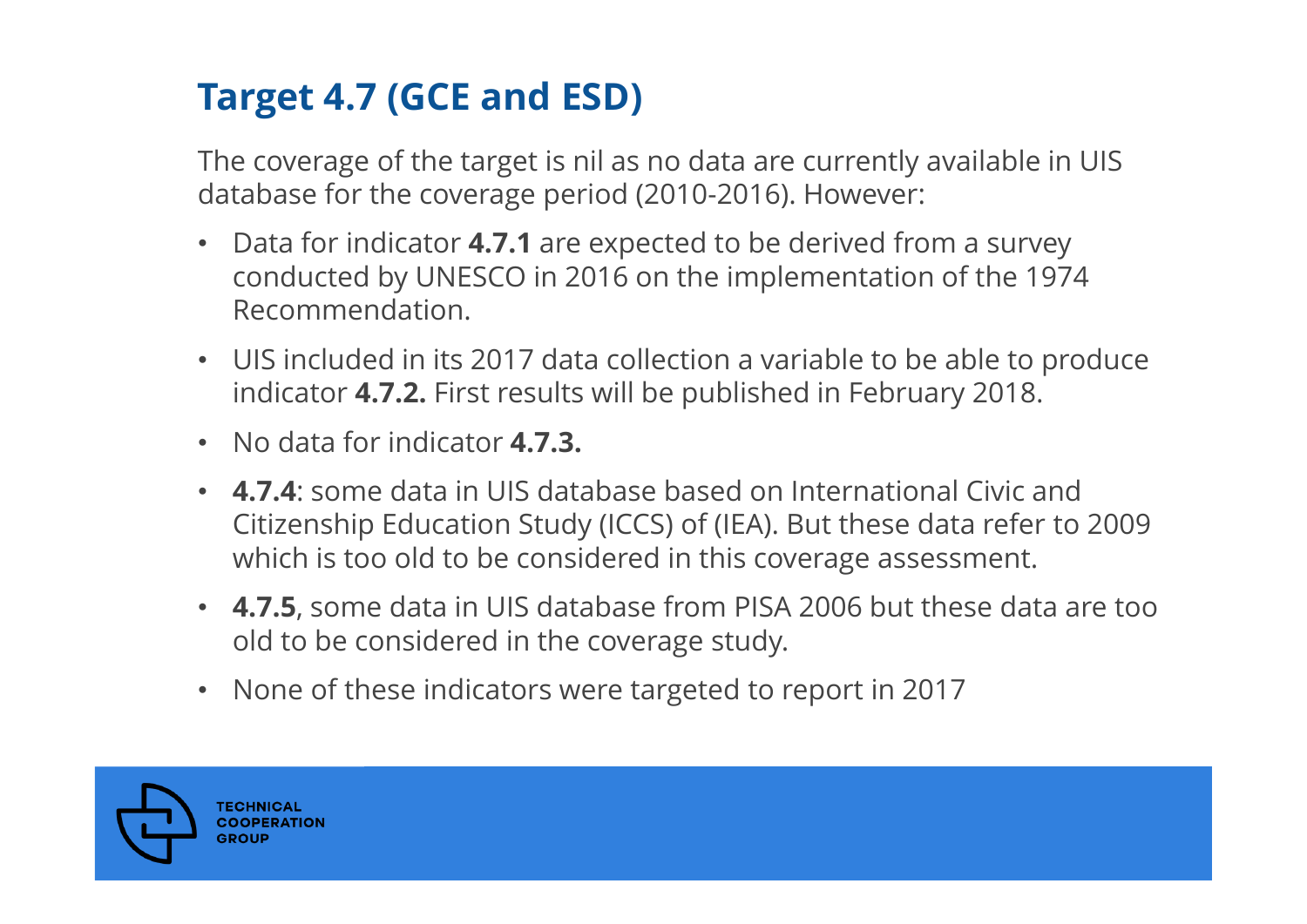# Target 4.7 (GCE and ESD)

The coverage of the target is nil as no data are currently available in UIS database for the coverage period (2010-2016). However:

- Data for indicator **4.7.1** are expected to be derived from a survey conducted by UNESCO in 2016 on the implementation of the 1974 Recommendation.
- UIS included in its 2017 data collection a variable to be able to produce indicator **4.7.2.** First results will be published in February 2018.
- No data for indicator **4.7.3.**
- **4.7.4**: some data in UIS database based on International Civic and Citizenship Education Study (ICCS) of (IEA). But these data refer to 2009 which is too old to be considered in this coverage assessment.
- **4.7.5**, some data in UIS database from PISA 2006 but these data are too old to be considered in the coverage study.
- None of these indicators were targeted to report in 2017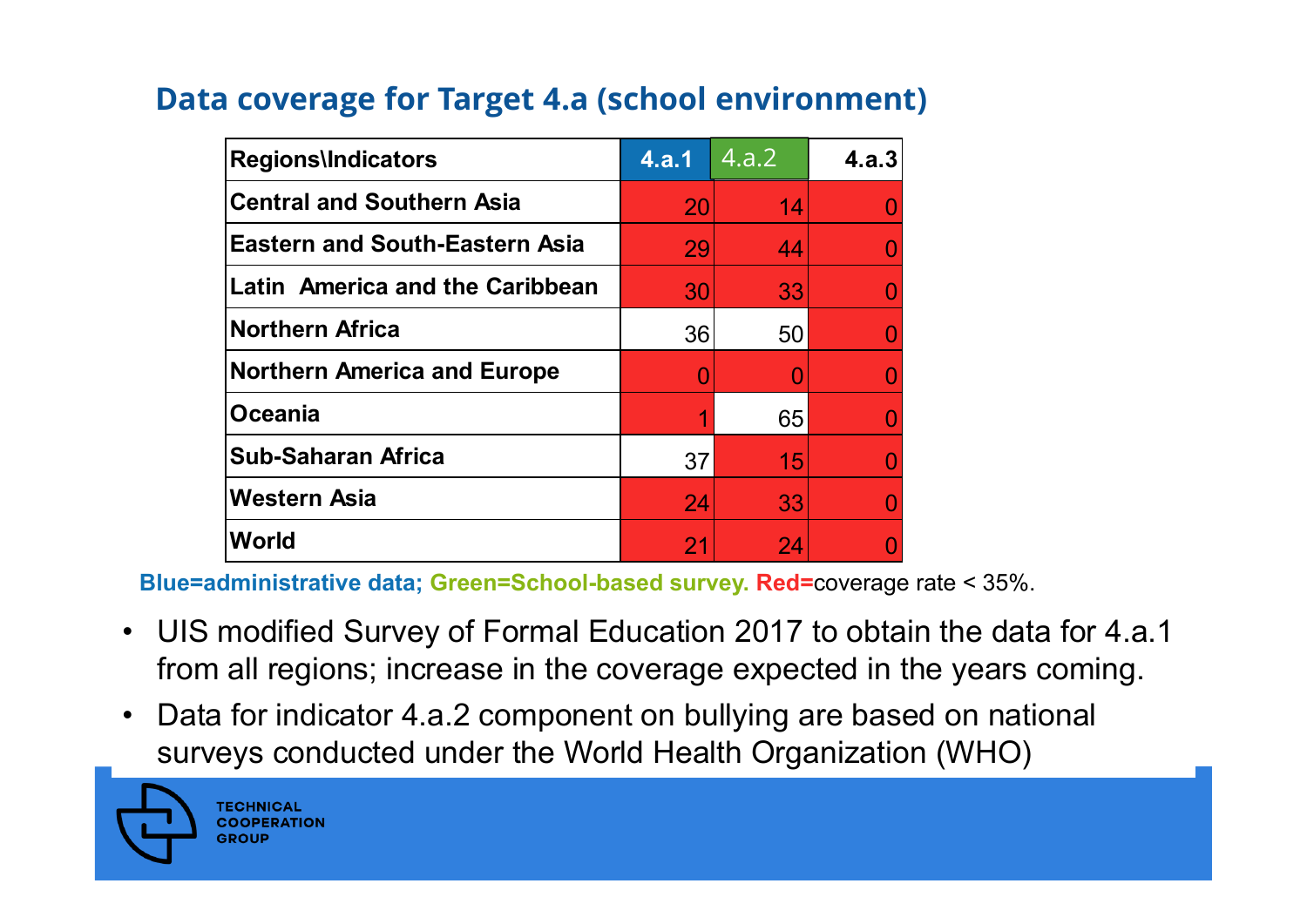## Data coverage for Target 4.a (school environment)

| Regions\Indicators | 4.a.1 | 4.a.2 | 4.a.3 |
|---|---|---|---|
| Central and Southern Asia | 20 | 14 | 0 |
| Eastern and South-Eastern Asia | 29 | 44 | 0 |
| Latin America and the Caribbean | 30 | 33 | 0 |
| Northern Africa | 36 | 50 | 0 |
| Northern America and Europe | 0 | 0 | 0 |
| Oceania | 1 | 65 | 0 |
| Sub-Saharan Africa | 37 | 15 | 0 |
| Western Asia | 24 | 33 | 0 |
| World | 21 | 24 | 0 |

**Blue=administrative data; Green=School-based survey. Red=**coverage rate < 35%.

- UIS modified Survey of Formal Education 2017 to obtain the data for 4.a.1 from all regions; increase in the coverage expected in the years coming.
- Data for indicator 4.a.2 component on bullying are based on national surveys conducted under the World Health Organization (WHO)

TECHNICAL COOPERATION GROUP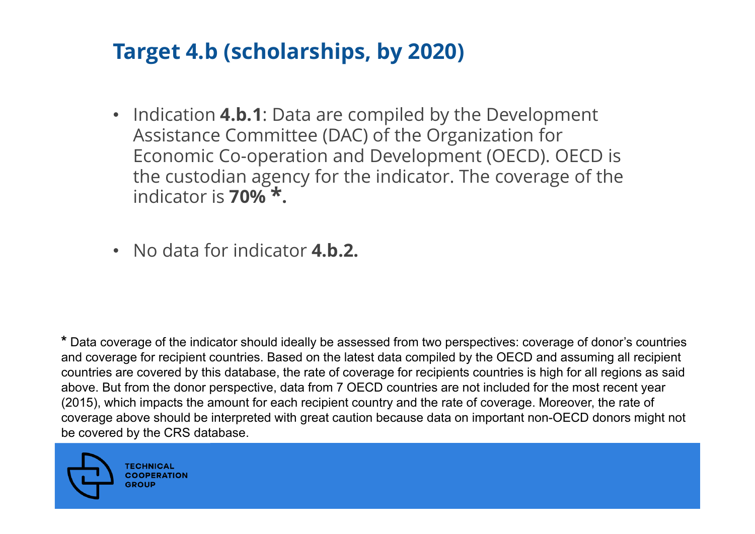## Target 4.b (scholarships, by 2020)

- Indication **4.b.1**: Data are compiled by the Development Assistance Committee (DAC) of the Organization for Economic Co-operation and Development (OECD). OECD is the custodian agency for the indicator. The coverage of the indicator is **70% *.**

- No data for indicator **4.b.2.**

**\*** Data coverage of the indicator should ideally be assessed from two perspectives: coverage of donor's countries and coverage for recipient countries. Based on the latest data compiled by the OECD and assuming all recipient countries are covered by this database, the rate of coverage for recipients countries is high for all regions as said above. But from the donor perspective, data from 7 OECD countries are not included for the most recent year (2015), which impacts the amount for each recipient country and the rate of coverage. Moreover, the rate of coverage above should be interpreted with great caution because data on important non-OECD donors might not be covered by the CRS database.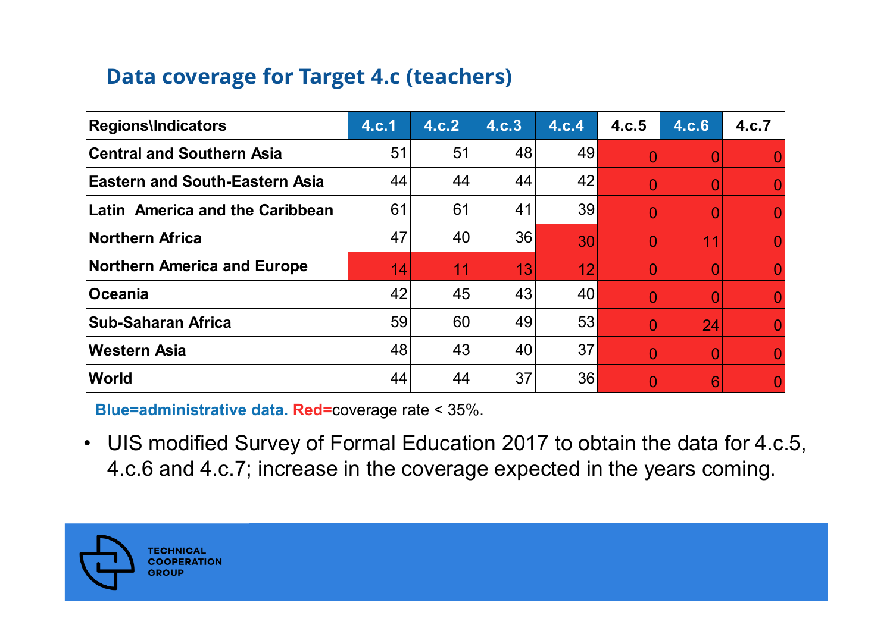## Data coverage for Target 4.c (teachers)

| Regions\Indicators | 4.c.1 | 4.c.2 | 4.c.3 | 4.c.4 | 4.c.5 | 4.c.6 | 4.c.7 |
|---|---|---|---|---|---|---|---|
| Central and Southern Asia | 51 | 51 | 48 | 49 | 0 | 0 | 0 |
| Eastern and South-Eastern Asia | 44 | 44 | 44 | 42 | 0 | 0 | 0 |
| Latin America and the Caribbean | 61 | 61 | 41 | 39 | 0 | 0 | 0 |
| Northern Africa | 47 | 40 | 36 | 30 | 0 | 11 | 0 |
| Northern America and Europe | 14 | 11 | 13 | 12 | 0 | 0 | 0 |
| Oceania | 42 | 45 | 43 | 40 | 0 | 0 | 0 |
| Sub-Saharan Africa | 59 | 60 | 49 | 53 | 0 | 24 | 0 |
| Western Asia | 48 | 43 | 40 | 37 | 0 | 0 | 0 |
| World | 44 | 44 | 37 | 36 | 0 | 6 | 0 |

**Blue=administrative data. Red=**coverage rate < 35%.

- UIS modified Survey of Formal Education 2017 to obtain the data for 4.c.5, 4.c.6 and 4.c.7; increase in the coverage expected in the years coming.

TECHNICAL COOPERATION GROUP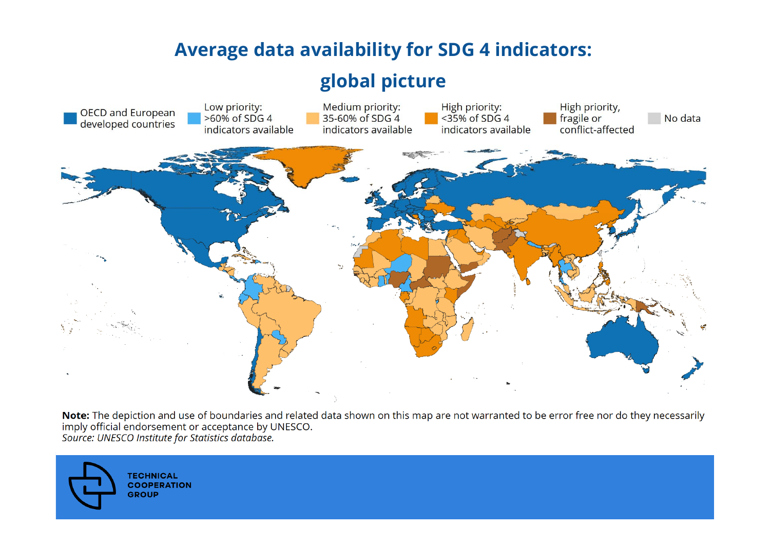# Average data availability for SDG 4 indicators: global picture

OECD and European developed countries

Low priority: >60% of SDG 4 indicators available

Medium priority: 35-60% of SDG 4 indicators available

High priority: <35% of SDG 4 indicators available

High priority, fragile or conflict-affected

No data

**Note:** The depiction and use of boundaries and related data shown on this map are not warranted to be error free nor do they necessarily imply official endorsement or acceptance by UNESCO.
*Source: UNESCO Institute for Statistics database.*

TECHNICAL COOPERATION GROUP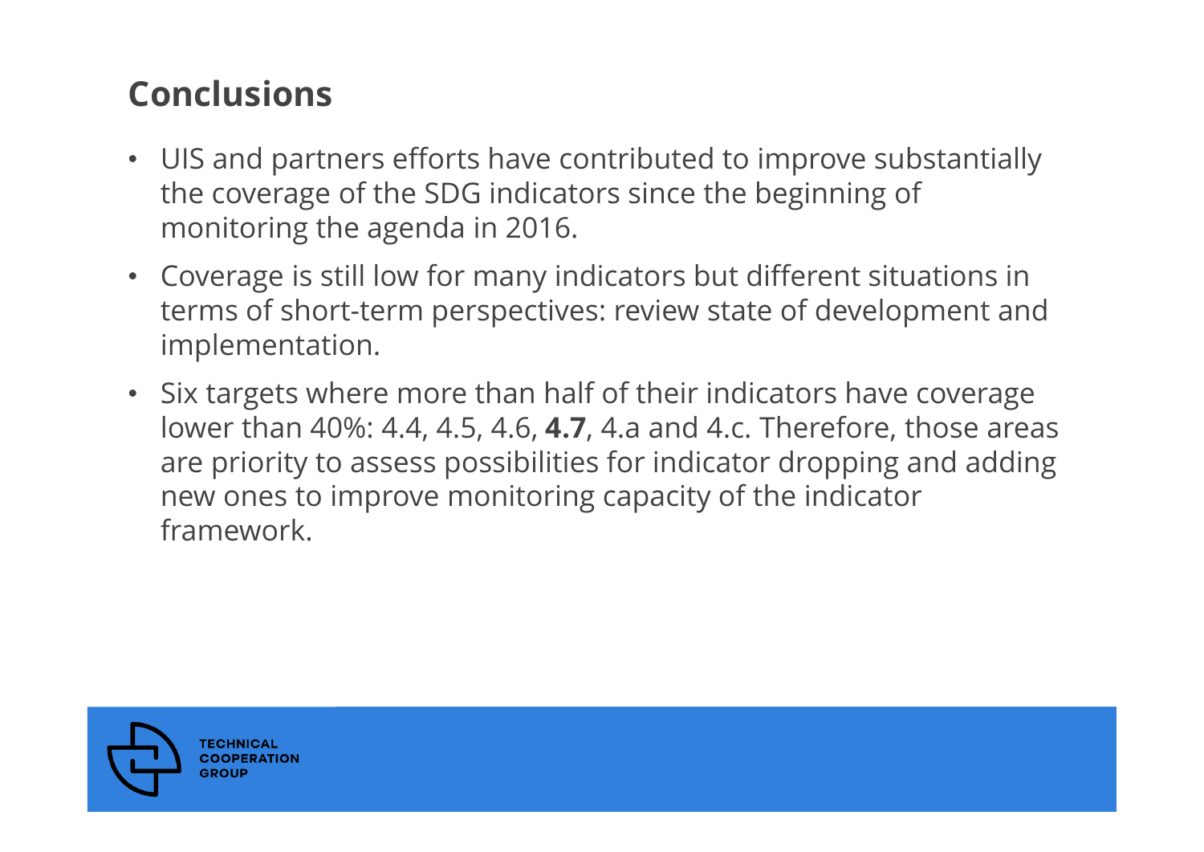## Conclusions

- UIS and partners efforts have contributed to improve substantially the coverage of the SDG indicators since the beginning of monitoring the agenda in 2016.
- Coverage is still low for many indicators but different situations in terms of short-term perspectives: review state of development and implementation.
- Six targets where more than half of their indicators have coverage lower than 40%: 4.4, 4.5, 4.6, **4.7**, 4.a and 4.c. Therefore, those areas are priority to assess possibilities for indicator dropping and adding new ones to improve monitoring capacity of the indicator framework.